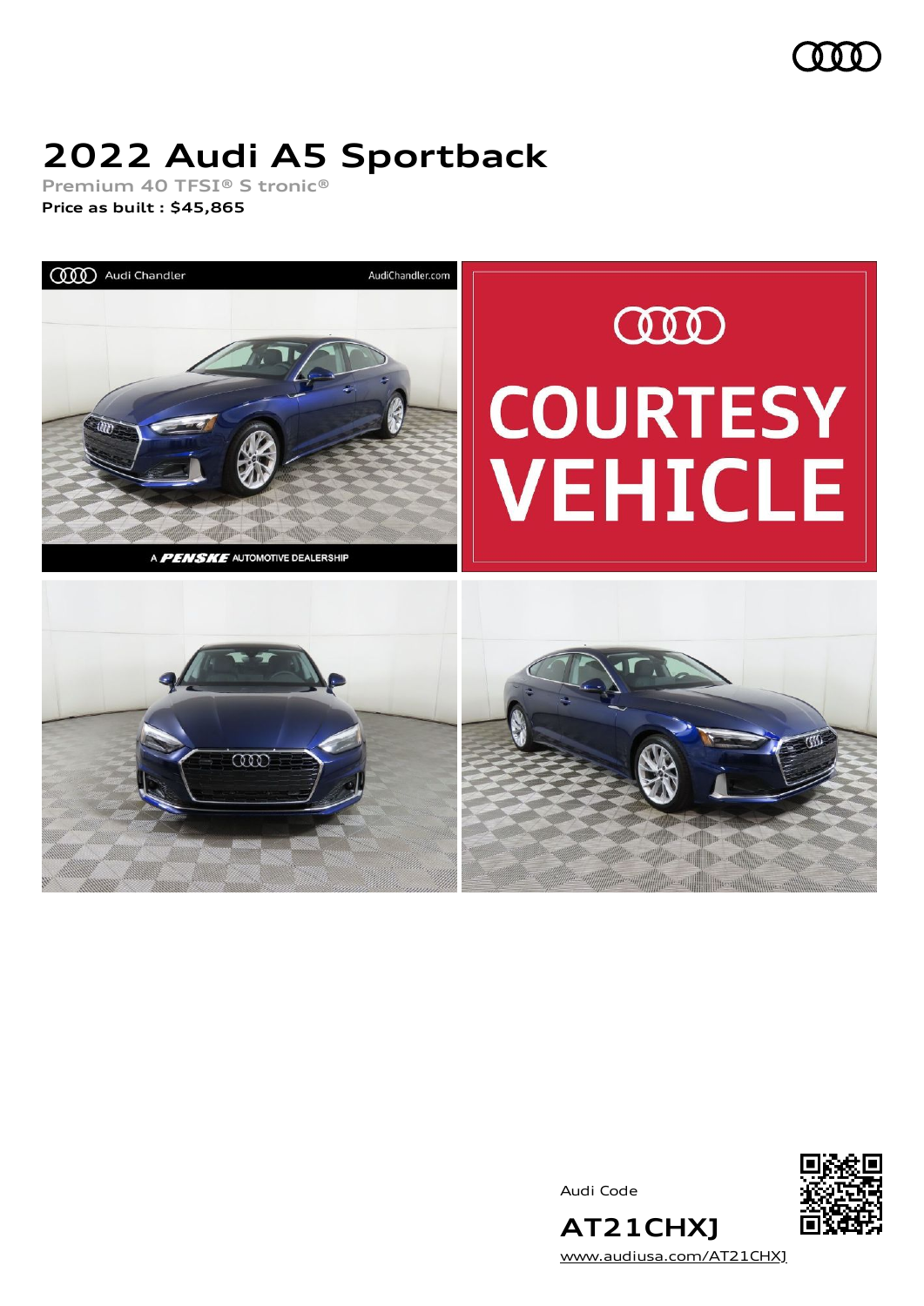# 2022 Audi A5 Sportback

Premium 40 TFSI® S tronic®

**Price as built : $45,865**

Audi Code

**AT21CHXJ**

www.audiusa.com/AT21CHXJ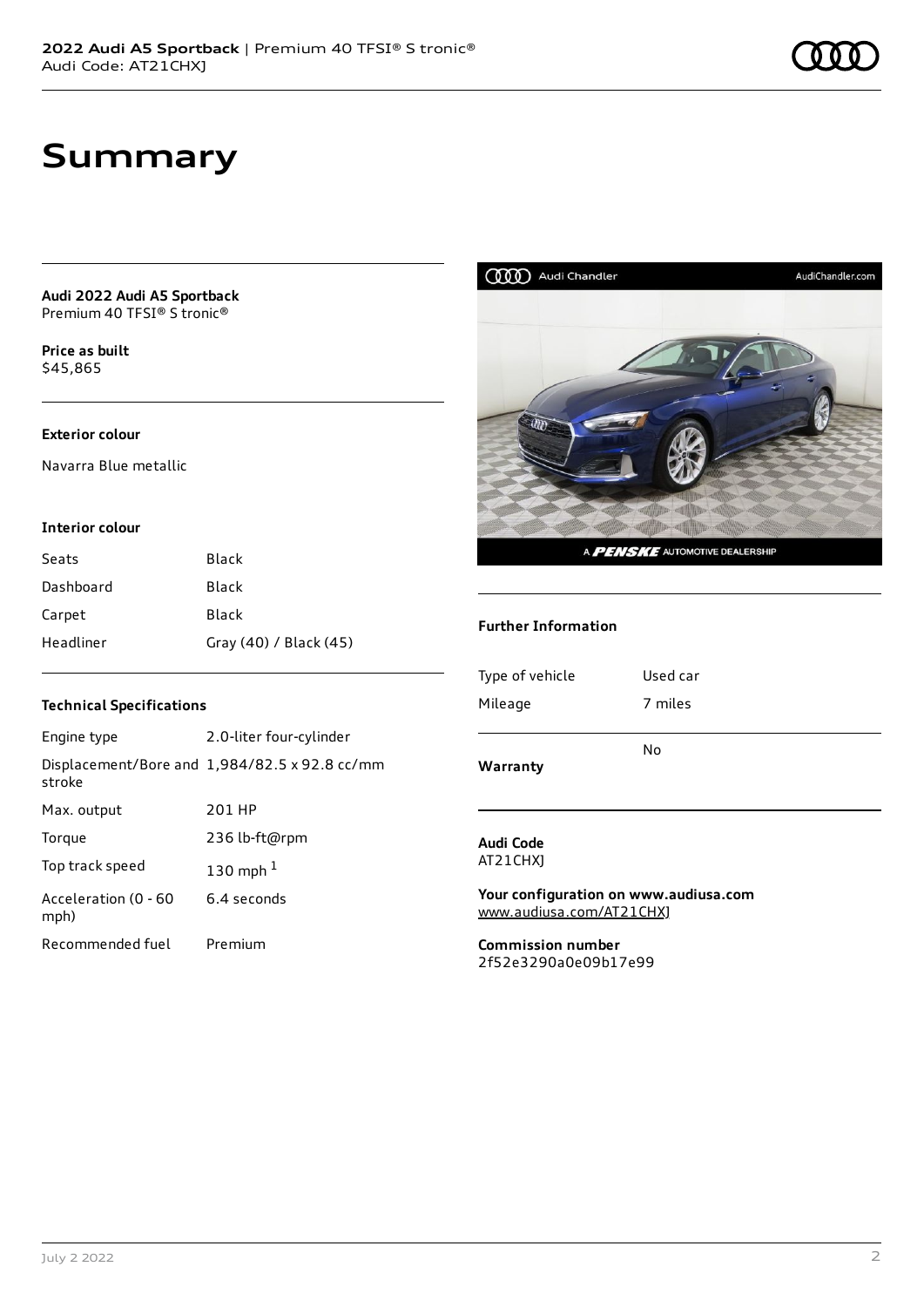# Summary

**Audi 2022 Audi A5 Sportback**
Premium 40 TFSI® S tronic®

**Price as built**
$45,865

### Exterior colour

Navarra Blue metallic

### Interior colour

| | |
|---|---|
| Seats | Black |
| Dashboard | Black |
| Carpet | Black |
| Headliner | Gray (40) / Black (45) |

### Technical Specifications

| | |
|---|---|
| Engine type | 2.0-liter four-cylinder |
| Displacement/Bore and stroke | 1,984/82.5 x 92.8 cc/mm |
| Max. output | 201 HP |
| Torque | 236 lb-ft@rpm |
| Top track speed | 130 mph [1] |
| Acceleration (0 - 60 mph) | 6.4 seconds |
| Recommended fuel | Premium |

### Further Information

| | |
|---|---|
| Type of vehicle | Used car |
| Mileage | 7 miles |
| **Warranty** | No |

**Audi Code**
AT21CHXJ

**Your configuration on www.audiusa.com**
www.audiusa.com/AT21CHXJ

**Commission number**
2f52e3290a0e09b17e99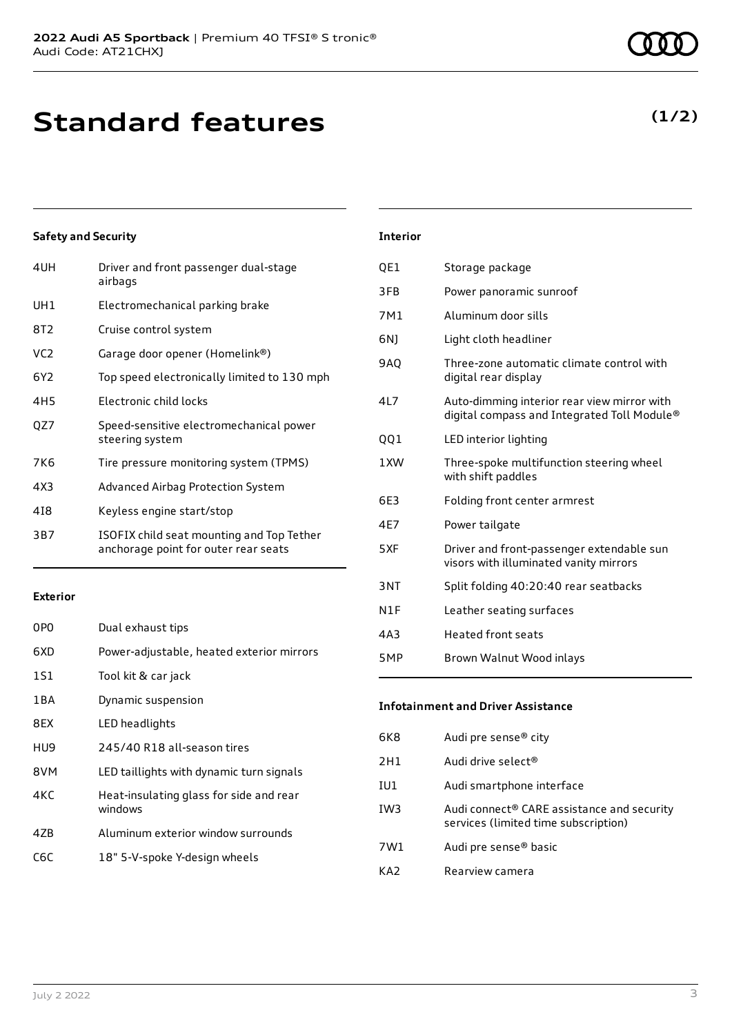# Standard features

**(1/2)**

### Safety and Security

| | |
|---|---|
| 4UH | Driver and front passenger dual-stage airbags |
| UH1 | Electromechanical parking brake |
| 8T2 | Cruise control system |
| VC2 | Garage door opener (Homelink®) |
| 6Y2 | Top speed electronically limited to 130 mph |
| 4H5 | Electronic child locks |
| QZ7 | Speed-sensitive electromechanical power steering system |
| 7K6 | Tire pressure monitoring system (TPMS) |
| 4X3 | Advanced Airbag Protection System |
| 4I8 | Keyless engine start/stop |
| 3B7 | ISOFIX child seat mounting and Top Tether anchorage point for outer rear seats |

### Exterior

| | |
|---|---|
| 0P0 | Dual exhaust tips |
| 6XD | Power-adjustable, heated exterior mirrors |
| 1S1 | Tool kit & car jack |
| 1BA | Dynamic suspension |
| 8EX | LED headlights |
| HU9 | 245/40 R18 all-season tires |
| 8VM | LED taillights with dynamic turn signals |
| 4KC | Heat-insulating glass for side and rear windows |
| 4ZB | Aluminum exterior window surrounds |
| C6C | 18" 5-V-spoke Y-design wheels |

### Interior

| | |
|---|---|
| QE1 | Storage package |
| 3FB | Power panoramic sunroof |
| 7M1 | Aluminum door sills |
| 6NJ | Light cloth headliner |
| 9AQ | Three-zone automatic climate control with digital rear display |
| 4L7 | Auto-dimming interior rear view mirror with digital compass and Integrated Toll Module® |
| QQ1 | LED interior lighting |
| 1XW | Three-spoke multifunction steering wheel with shift paddles |
| 6E3 | Folding front center armrest |
| 4E7 | Power tailgate |
| 5XF | Driver and front-passenger extendable sun visors with illuminated vanity mirrors |
| 3NT | Split folding 40:20:40 rear seatbacks |
| N1F | Leather seating surfaces |
| 4A3 | Heated front seats |
| 5MP | Brown Walnut Wood inlays |

### Infotainment and Driver Assistance

| | |
|---|---|
| 6K8 | Audi pre sense® city |
| 2H1 | Audi drive select® |
| IU1 | Audi smartphone interface |
| IW3 | Audi connect® CARE assistance and security services (limited time subscription) |
| 7W1 | Audi pre sense® basic |
| KA2 | Rearview camera |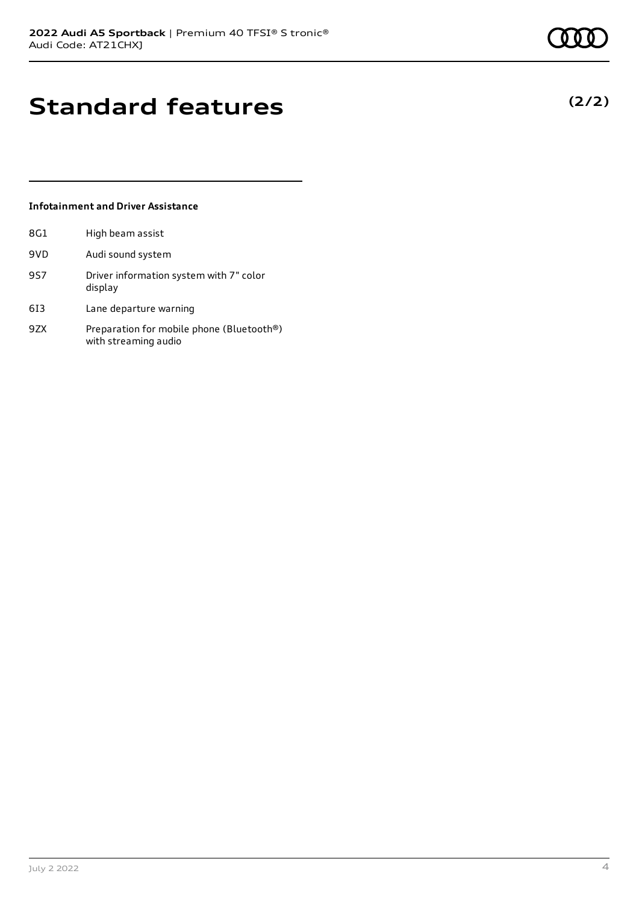# Standard features

**(2/2)**

### Infotainment and Driver Assistance

| | |
|---|---|
| 8G1 | High beam assist |
| 9VD | Audi sound system |
| 9S7 | Driver information system with 7" color display |
| 6I3 | Lane departure warning |
| 9ZX | Preparation for mobile phone (Bluetooth®) with streaming audio |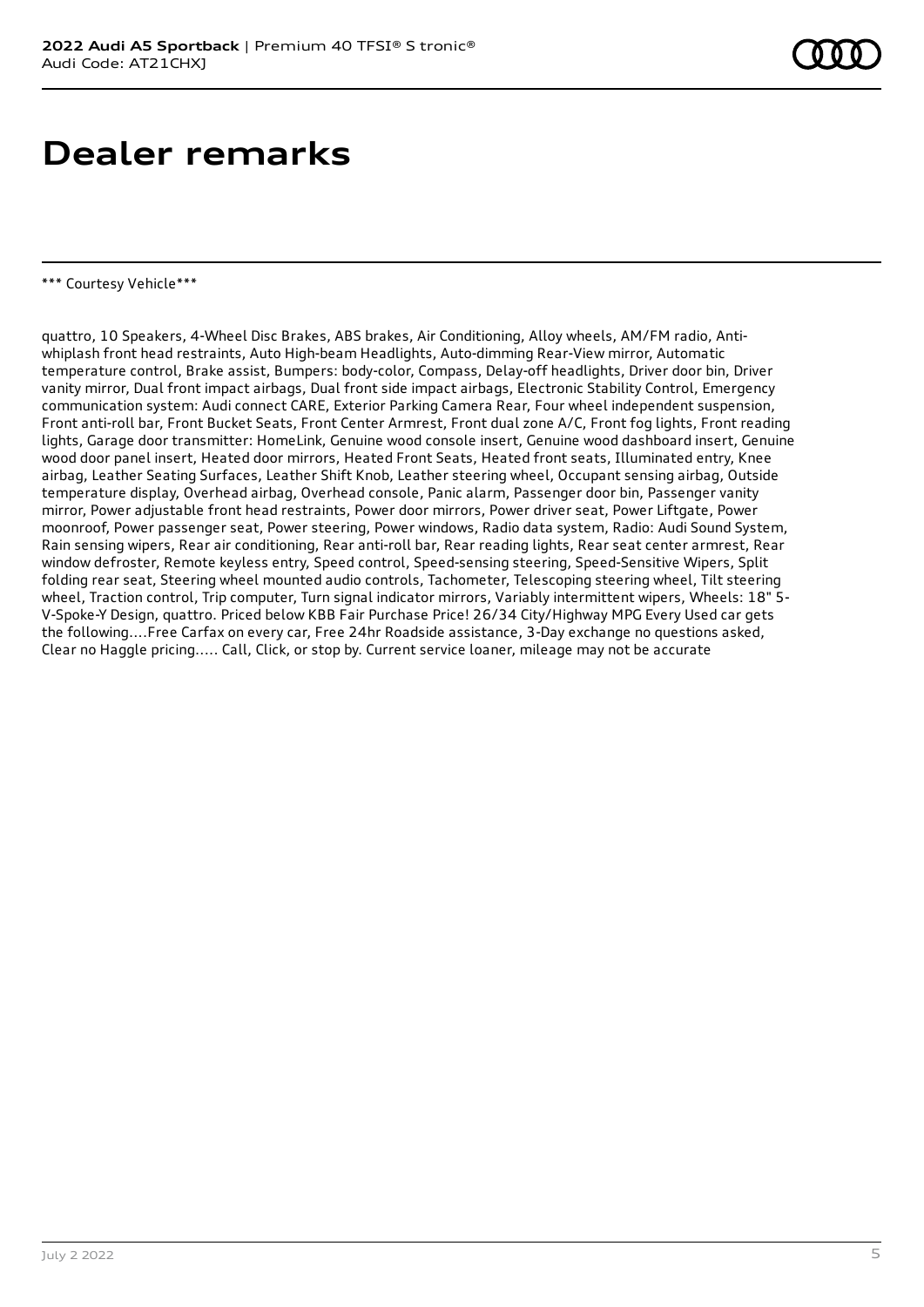# Dealer remarks

*** Courtesy Vehicle***

quattro, 10 Speakers, 4-Wheel Disc Brakes, ABS brakes, Air Conditioning, Alloy wheels, AM/FM radio, Anti-whiplash front head restraints, Auto High-beam Headlights, Auto-dimming Rear-View mirror, Automatic temperature control, Brake assist, Bumpers: body-color, Compass, Delay-off headlights, Driver door bin, Driver vanity mirror, Dual front impact airbags, Dual front side impact airbags, Electronic Stability Control, Emergency communication system: Audi connect CARE, Exterior Parking Camera Rear, Four wheel independent suspension, Front anti-roll bar, Front Bucket Seats, Front Center Armrest, Front dual zone A/C, Front fog lights, Front reading lights, Garage door transmitter: HomeLink, Genuine wood console insert, Genuine wood dashboard insert, Genuine wood door panel insert, Heated door mirrors, Heated Front Seats, Heated front seats, Illuminated entry, Knee airbag, Leather Seating Surfaces, Leather Shift Knob, Leather steering wheel, Occupant sensing airbag, Outside temperature display, Overhead airbag, Overhead console, Panic alarm, Passenger door bin, Passenger vanity mirror, Power adjustable front head restraints, Power door mirrors, Power driver seat, Power Liftgate, Power moonroof, Power passenger seat, Power steering, Power windows, Radio data system, Radio: Audi Sound System, Rain sensing wipers, Rear air conditioning, Rear anti-roll bar, Rear reading lights, Rear seat center armrest, Rear window defroster, Remote keyless entry, Speed control, Speed-sensing steering, Speed-Sensitive Wipers, Split folding rear seat, Steering wheel mounted audio controls, Tachometer, Telescoping steering wheel, Tilt steering wheel, Traction control, Trip computer, Turn signal indicator mirrors, Variably intermittent wipers, Wheels: 18" 5-V-Spoke-Y Design, quattro. Priced below KBB Fair Purchase Price! 26/34 City/Highway MPG Every Used car gets the following....Free Carfax on every car, Free 24hr Roadside assistance, 3-Day exchange no questions asked, Clear no Haggle pricing..... Call, Click, or stop by. Current service loaner, mileage may not be accurate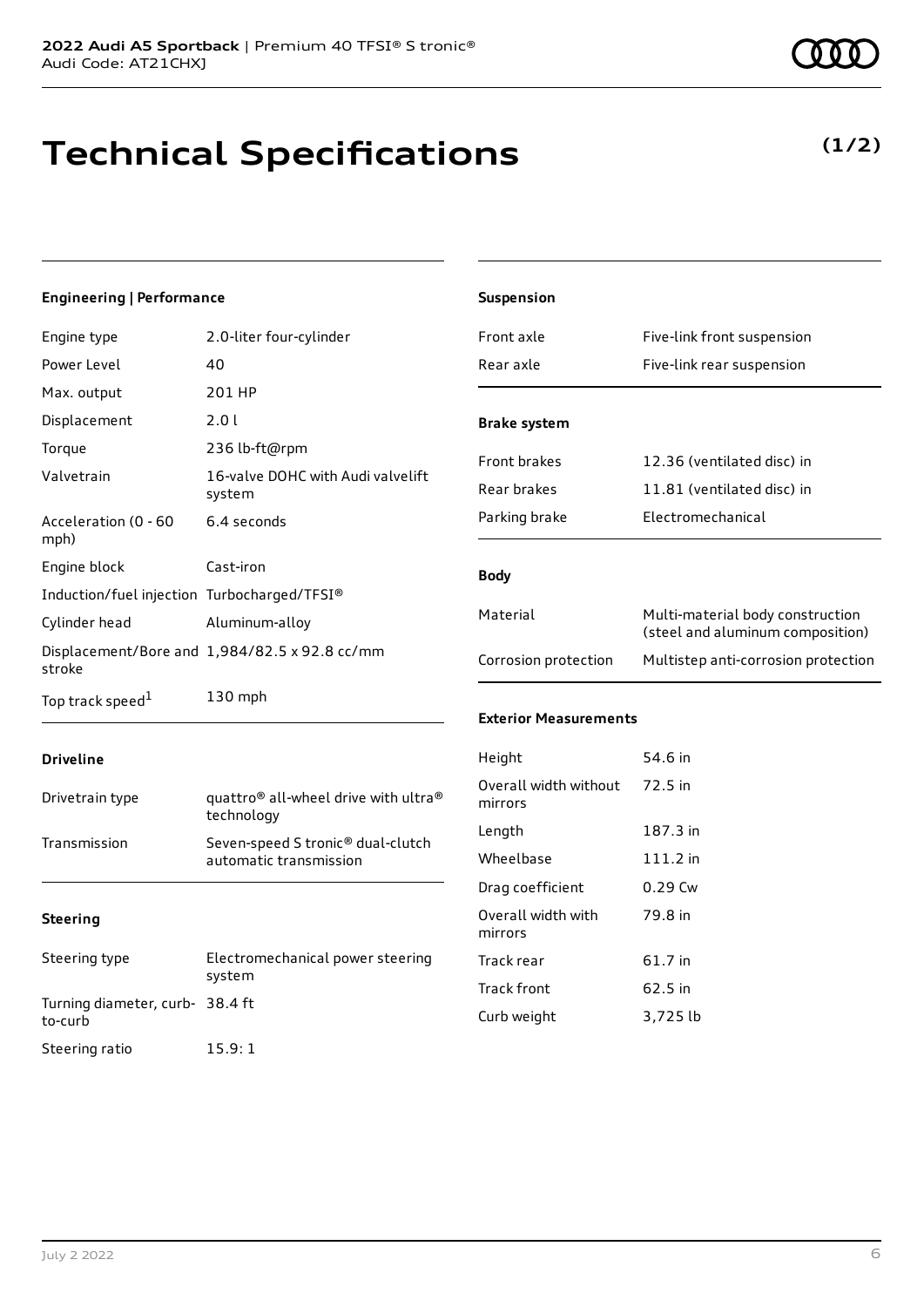# Technical Specifications

**(1/2)**

### Engineering | Performance

| | |
|---|---|
| Engine type | 2.0-liter four-cylinder |
| Power Level | 40 |
| Max. output | 201 HP |
| Displacement | 2.0 l |
| Torque | 236 lb-ft@rpm |
| Valvetrain | 16-valve DOHC with Audi valvelift system |
| Acceleration (0 - 60 mph) | 6.4 seconds |
| Engine block | Cast-iron |
| Induction/fuel injection | Turbocharged/TFSI® |
| Cylinder head | Aluminum-alloy |
| Displacement/Bore and stroke | 1,984/82.5 x 92.8 cc/mm |
| Top track speed[1] | 130 mph |

### Driveline

| | |
|---|---|
| Drivetrain type | quattro® all-wheel drive with ultra® technology |
| Transmission | Seven-speed S tronic® dual-clutch automatic transmission |

### Steering

| | |
|---|---|
| Steering type | Electromechanical power steering system |
| Turning diameter, curb-to-curb | 38.4 ft |
| Steering ratio | 15.9: 1 |

### Suspension

| | |
|---|---|
| Front axle | Five-link front suspension |
| Rear axle | Five-link rear suspension |

### Brake system

| | |
|---|---|
| Front brakes | 12.36 (ventilated disc) in |
| Rear brakes | 11.81 (ventilated disc) in |
| Parking brake | Electromechanical |

### Body

| | |
|---|---|
| Material | Multi-material body construction (steel and aluminum composition) |
| Corrosion protection | Multistep anti-corrosion protection |

### Exterior Measurements

| | |
|---|---|
| Height | 54.6 in |
| Overall width without mirrors | 72.5 in |
| Length | 187.3 in |
| Wheelbase | 111.2 in |
| Drag coefficient | 0.29 Cw |
| Overall width with mirrors | 79.8 in |
| Track rear | 61.7 in |
| Track front | 62.5 in |
| Curb weight | 3,725 lb |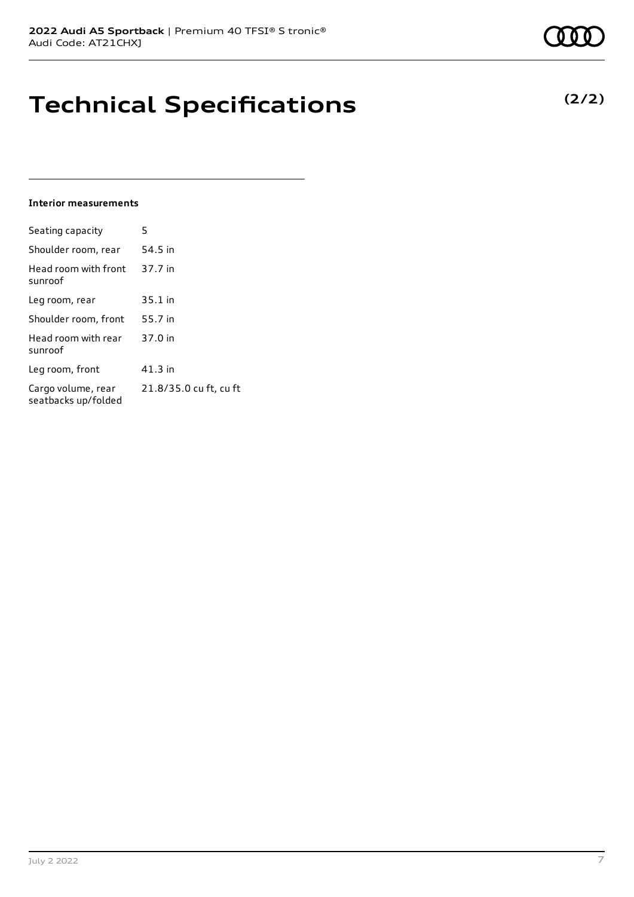# Technical Specifications

**(2/2)**

#### Interior measurements

| | |
|---|---|
| Seating capacity | 5 |
| Shoulder room, rear | 54.5 in |
| Head room with front sunroof | 37.7 in |
| Leg room, rear | 35.1 in |
| Shoulder room, front | 55.7 in |
| Head room with rear sunroof | 37.0 in |
| Leg room, front | 41.3 in |
| Cargo volume, rear seatbacks up/folded | 21.8/35.0 cu ft, cu ft |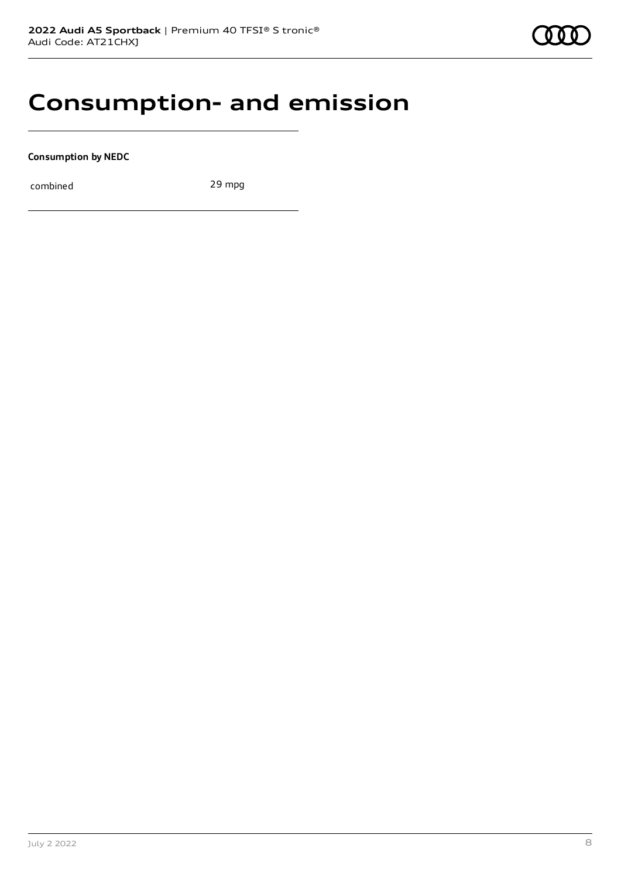# Consumption- and emission

**Consumption by NEDC**

| | |
|---|---|
| combined | 29 mpg |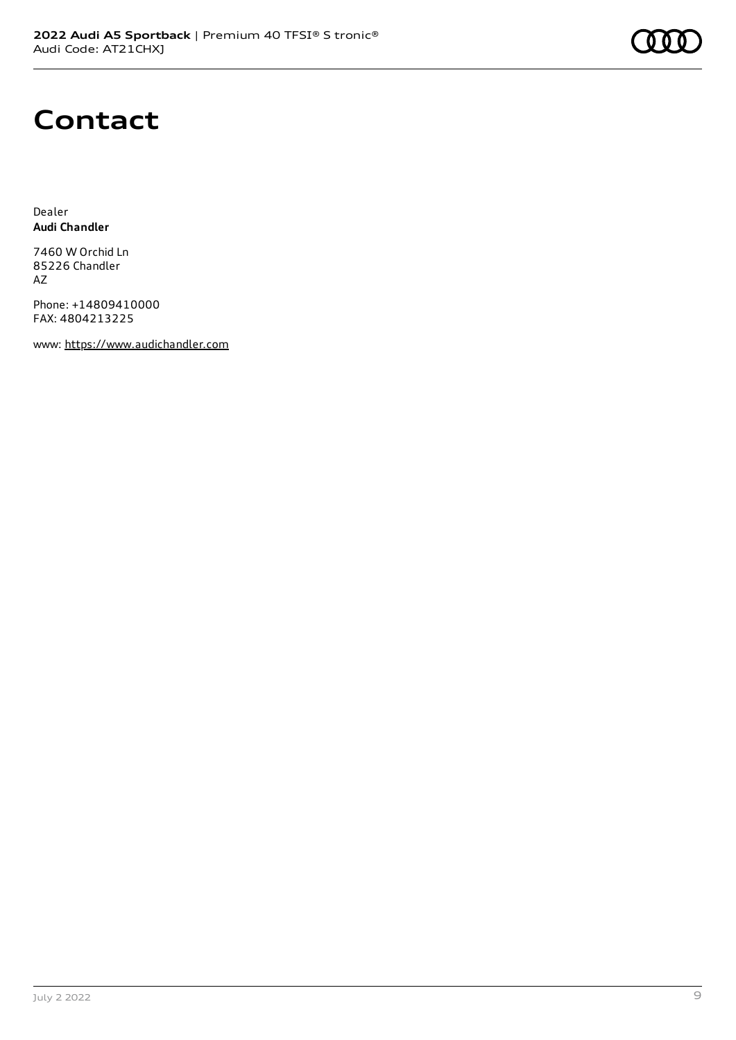# Contact

Dealer
**Audi Chandler**

7460 W Orchid Ln
85226 Chandler
AZ

Phone: +14809410000
FAX: 4804213225

www: https://www.audichandler.com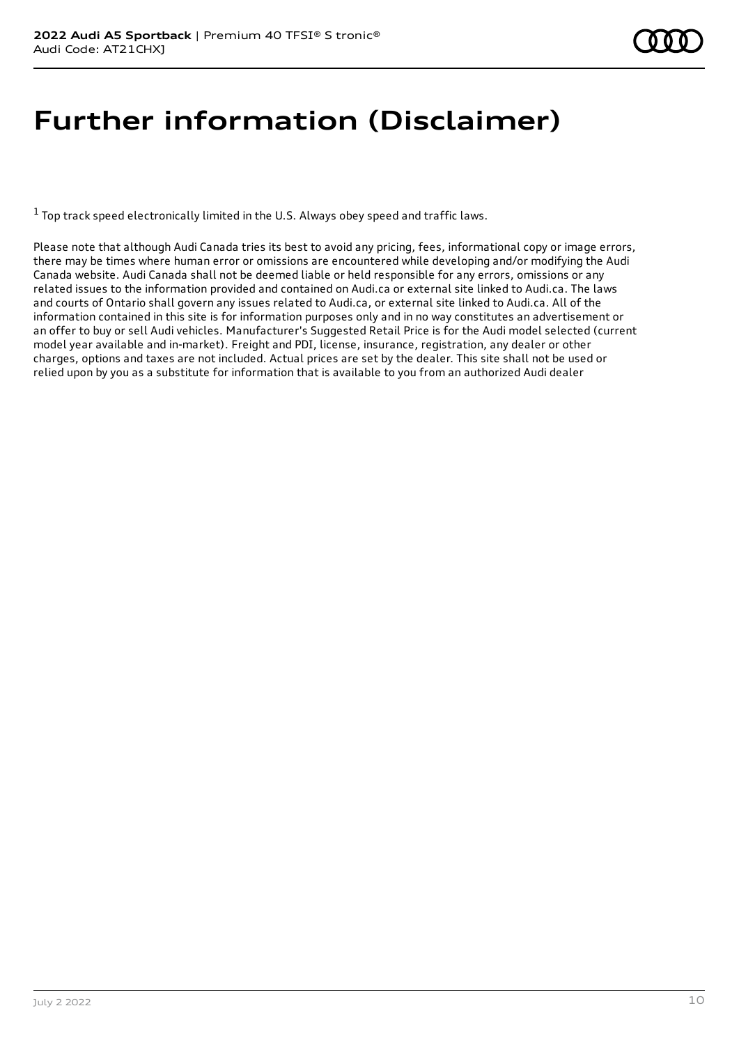# Further information (Disclaimer)

[1] Top track speed electronically limited in the U.S. Always obey speed and traffic laws.

Please note that although Audi Canada tries its best to avoid any pricing, fees, informational copy or image errors, there may be times where human error or omissions are encountered while developing and/or modifying the Audi Canada website. Audi Canada shall not be deemed liable or held responsible for any errors, omissions or any related issues to the information provided and contained on Audi.ca or external site linked to Audi.ca. The laws and courts of Ontario shall govern any issues related to Audi.ca, or external site linked to Audi.ca. All of the information contained in this site is for information purposes only and in no way constitutes an advertisement or an offer to buy or sell Audi vehicles. Manufacturer's Suggested Retail Price is for the Audi model selected (current model year available and in-market). Freight and PDI, license, insurance, registration, any dealer or other charges, options and taxes are not included. Actual prices are set by the dealer. This site shall not be used or relied upon by you as a substitute for information that is available to you from an authorized Audi dealer